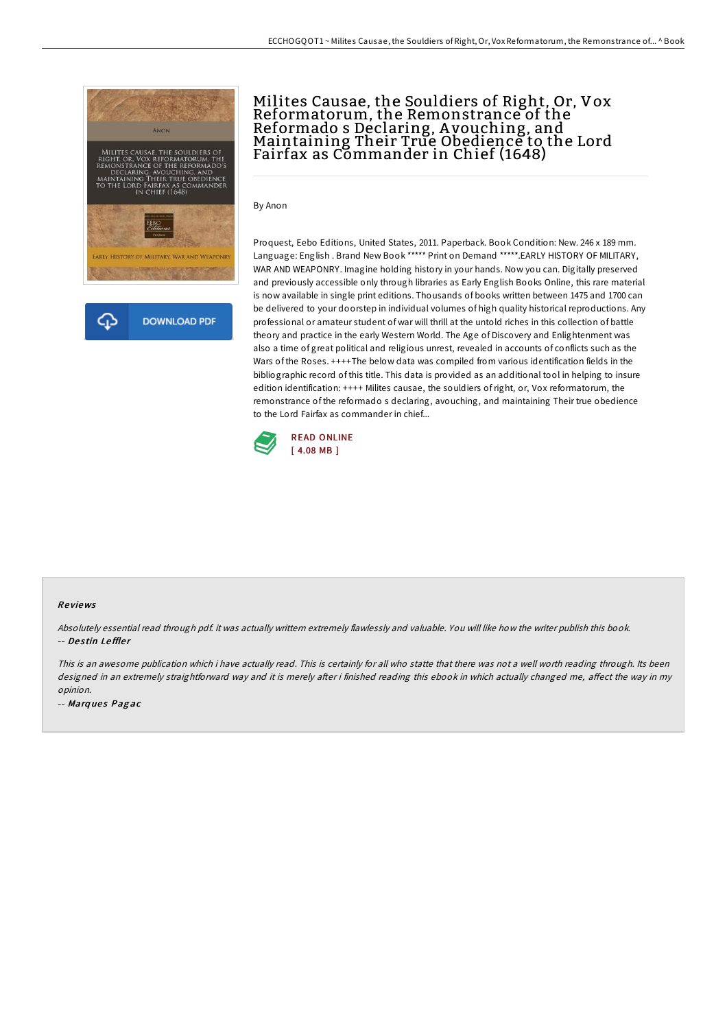# Milites Causae, the Souldiers of Right, Or, Vox Reformatorum, the Remonstrance of the Reformado s Declaring, Avouching, and Maintaining Their True Obedience to the Lord Fairfax as Commander in Chief (1648)

By Anon

Proquest, Eebo Editions, United States, 2011. Paperback. Book Condition: New. 246 x 189 mm. Language: English . Brand New Book ***** Print on Demand *****.EARLY HISTORY OF MILITARY, WAR AND WEAPONRY. Imagine holding history in your hands. Now you can. Digitally preserved and previously accessible only through libraries as Early English Books Online, this rare material is now available in single print editions. Thousands of books written between 1475 and 1700 can be delivered to your doorstep in individual volumes of high quality historical reproductions. Any professional or amateur student of war will thrill at the untold riches in this collection of battle theory and practice in the early Western World. The Age of Discovery and Enlightenment was also a time of great political and religious unrest, revealed in accounts of conflicts such as the Wars of the Roses. ++++The below data was compiled from various identification fields in the bibliographic record of this title. This data is provided as an additional tool in helping to insure edition identification: ++++ Milites causae, the souldiers of right, or, Vox reformatorum, the remonstrance of the reformado s declaring, avouching, and maintaining Their true obedience to the Lord Fairfax as commander in chief...

READ ONLINE
[ 4.08 MB ]

DOWNLOAD PDF

## Reviews

*Absolutely essential read through pdf. it was actually writtern extremely flawlessly and valuable. You will like how the writer publish this book.*
-- *Destin Leffler*

*This is an awesome publication which i have actually read. This is certainly for all who statte that there was not a well worth reading through. Its been designed in an extremely straightforward way and it is merely after i finished reading this ebook in which actually changed me, affect the way in my opinion.*
-- *Marques Pagac*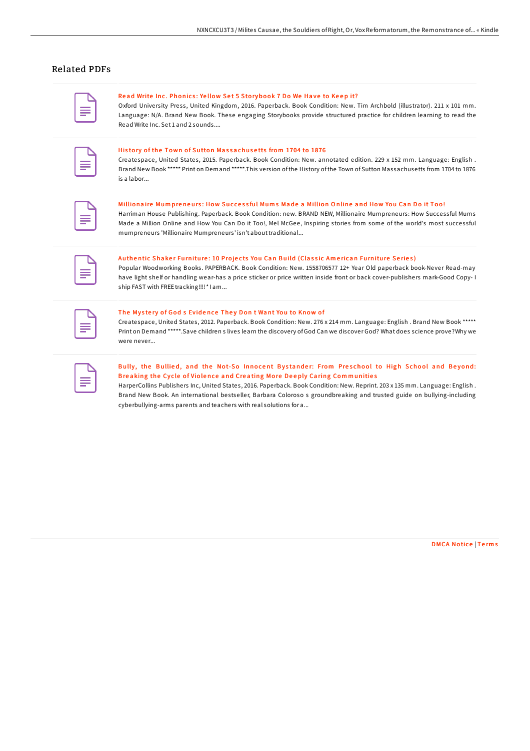## Related PDFs

**Read Write Inc. Phonics: Yellow Set 5 Storybook 7 Do We Have to Keep it?**

Oxford University Press, United Kingdom, 2016. Paperback. Book Condition: New. Tim Archbold (illustrator). 211 x 101 mm. Language: N/A. Brand New Book. These engaging Storybooks provide structured practice for children learning to read the Read Write Inc. Set 1 and 2 sounds....

**History of the Town of Sutton Massachusetts from 1704 to 1876**

Createspace, United States, 2015. Paperback. Book Condition: New. annotated edition. 229 x 152 mm. Language: English . Brand New Book ***** Print on Demand *****.This version of the History of the Town of Sutton Massachusetts from 1704 to 1876 is a labor...

**Millionaire Mumpreneurs: How Successful Mums Made a Million Online and How You Can Do it Too!**

Harriman House Publishing. Paperback. Book Condition: new. BRAND NEW, Millionaire Mumpreneurs: How Successful Mums Made a Million Online and How You Can Do it Too!, Mel McGee, Inspiring stories from some of the world's most successful mumpreneurs 'Millionaire Mumpreneurs' isn't about traditional...

**Authentic Shaker Furniture: 10 Projects You Can Build (Classic American Furniture Series)**

Popular Woodworking Books. PAPERBACK. Book Condition: New. 1558706577 12+ Year Old paperback book-Never Read-may have light shelf or handling wear-has a price sticker or price written inside front or back cover-publishers mark-Good Copy- I ship FAST with FREE tracking!!!! * I am...

**The Mystery of God s Evidence They Don t Want You to Know of**

Createspace, United States, 2012. Paperback. Book Condition: New. 276 x 214 mm. Language: English . Brand New Book ***** Print on Demand *****.Save children s lives learn the discovery of God Can we discover God? What does science prove? Why we were never...

**Bully, the Bullied, and the Not-So Innocent Bystander: From Preschool to High School and Beyond: Breaking the Cycle of Violence and Creating More Deeply Caring Communities**

HarperCollins Publishers Inc, United States, 2016. Paperback. Book Condition: New. Reprint. 203 x 135 mm. Language: English . Brand New Book. An international bestseller, Barbara Coloroso s groundbreaking and trusted guide on bullying-including cyberbullying-arms parents and teachers with real solutions for a...